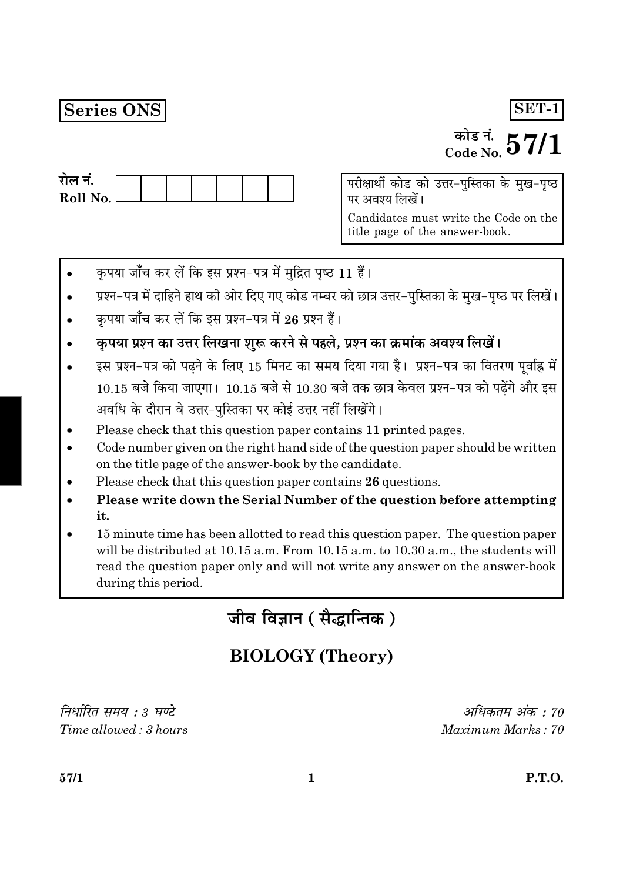**Series ONS**

**SET-1**

कोड नं.
Code No. **57/1**

रोल नं.
Roll No. | | | | | | | |

परीक्षार्थी कोड को उत्तर-पुस्तिका के मुख-पृष्ठ पर अवश्य लिखें।

Candidates must write the Code on the title page of the answer-book.

- कृपया जाँच कर लें कि इस प्रश्न-पत्र में मुद्रित पृष्ठ **11** हैं।
- प्रश्न-पत्र में दाहिने हाथ की ओर दिए गए कोड नम्बर को छात्र उत्तर-पुस्तिका के मुख-पृष्ठ पर लिखें।
- कृपया जाँच कर लें कि इस प्रश्न-पत्र में **26** प्रश्न हैं।
- **कृपया प्रश्न का उत्तर लिखना शुरू करने से पहले, प्रश्न का क्रमांक अवश्य लिखें।**
- इस प्रश्न-पत्र को पढ़ने के लिए 15 मिनट का समय दिया गया है। प्रश्न-पत्र का वितरण पूर्वाह्न में 10.15 बजे किया जाएगा। 10.15 बजे से 10.30 बजे तक छात्र केवल प्रश्न-पत्र को पढ़ेंगे और इस अवधि के दौरान वे उत्तर-पुस्तिका पर कोई उत्तर नहीं लिखेंगे।
- Please check that this question paper contains **11** printed pages.
- Code number given on the right hand side of the question paper should be written on the title page of the answer-book by the candidate.
- Please check that this question paper contains **26** questions.
- **Please write down the Serial Number of the question before attempting it.**
- 15 minute time has been allotted to read this question paper. The question paper will be distributed at 10.15 a.m. From 10.15 a.m. to 10.30 a.m., the students will read the question paper only and will not write any answer on the answer-book during this period.

## जीव विज्ञान ( सैद्धान्तिक )

## BIOLOGY (Theory)

*निर्धारित समय : 3 घण्टे*
*Time allowed : 3 hours*

*अधिकतम अंक : 70*
*Maximum Marks : 70*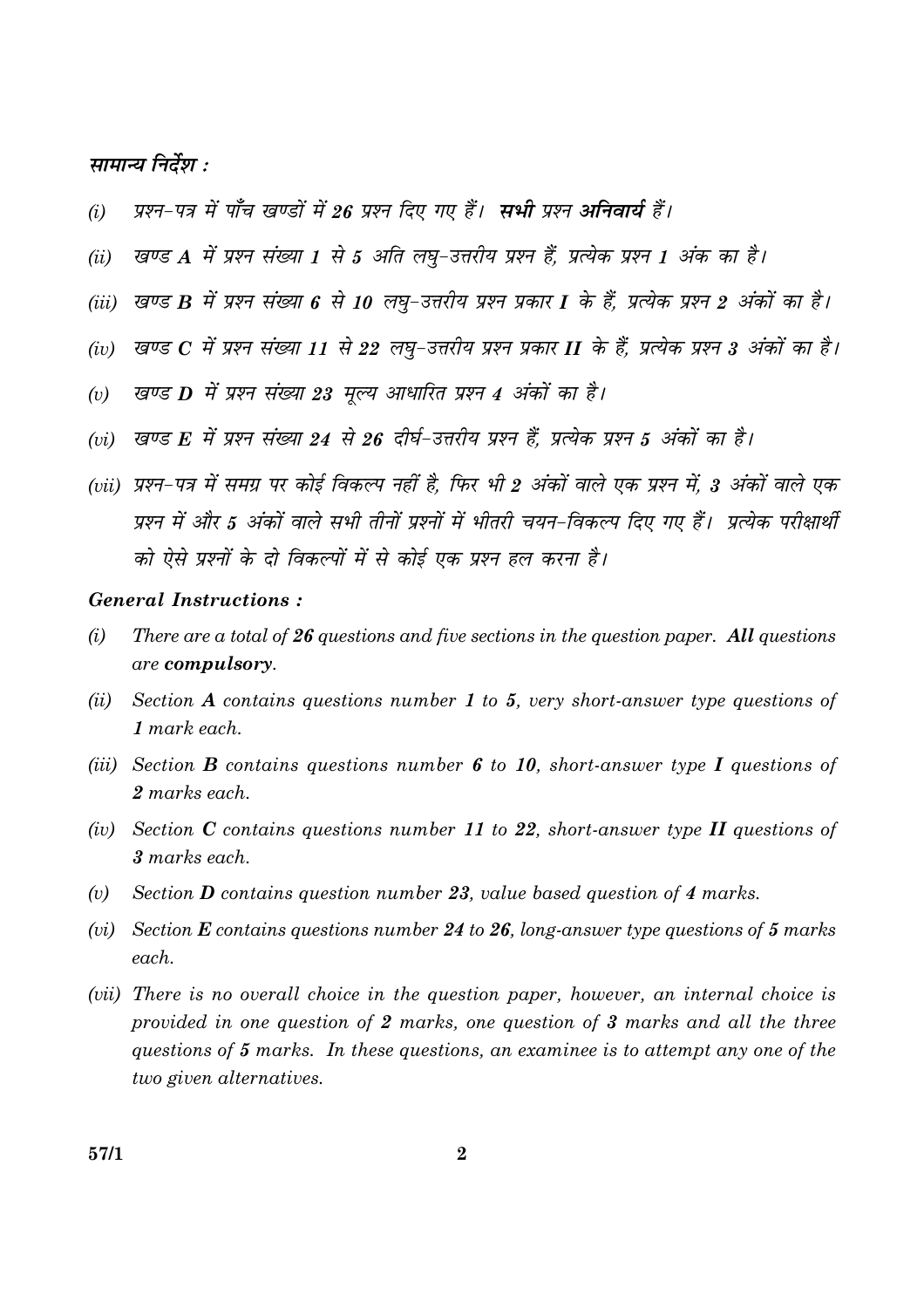### सामान्य निर्देश :

*(i)* *प्रश्न-पत्र में पाँच खण्डों में **26** प्रश्न दिए गए हैं। **सभी** प्रश्न **अनिवार्य** हैं।*

*(ii)* *खण्ड **A** में प्रश्न संख्या **1** से **5** अति लघु-उत्तरीय प्रश्न हैं, प्रत्येक प्रश्न **1** अंक का है।*

*(iii)* *खण्ड **B** में प्रश्न संख्या **6** से **10** लघु-उत्तरीय प्रश्न प्रकार **I** के हैं, प्रत्येक प्रश्न **2** अंकों का है।*

*(iv)* *खण्ड **C** में प्रश्न संख्या **11** से **22** लघु-उत्तरीय प्रश्न प्रकार **II** के हैं, प्रत्येक प्रश्न **3** अंकों का है।*

*(v)* *खण्ड **D** में प्रश्न संख्या **23** मूल्य आधारित प्रश्न **4** अंकों का है।*

*(vi)* *खण्ड **E** में प्रश्न संख्या **24** से **26** दीर्घ-उत्तरीय प्रश्न हैं, प्रत्येक प्रश्न **5** अंकों का है।*

*(vii)* *प्रश्न-पत्र में समग्र पर कोई विकल्प नहीं है, फिर भी **2** अंकों वाले एक प्रश्न में, **3** अंकों वाले एक प्रश्न में और **5** अंकों वाले सभी तीनों प्रश्नों में भीतरी चयन-विकल्प दिए गए हैं। प्रत्येक परीक्षार्थी को ऐसे प्रश्नों के दो विकल्पों में से कोई एक प्रश्न हल करना है।*

### General Instructions :

*(i)* *There are a total of **26** questions and five sections in the question paper. **All** questions are **compulsory**.*

*(ii)* *Section **A** contains questions number **1** to **5**, very short-answer type questions of **1** mark each.*

*(iii)* *Section **B** contains questions number **6** to **10**, short-answer type **I** questions of **2** marks each.*

*(iv)* *Section **C** contains questions number **11** to **22**, short-answer type **II** questions of **3** marks each.*

*(v)* *Section **D** contains question number **23**, value based question of **4** marks.*

*(vi)* *Section **E** contains questions number **24** to **26**, long-answer type questions of **5** marks each.*

*(vii)* *There is no overall choice in the question paper, however, an internal choice is provided in one question of **2** marks, one question of **3** marks and all the three questions of **5** marks. In these questions, an examinee is to attempt any one of the two given alternatives.*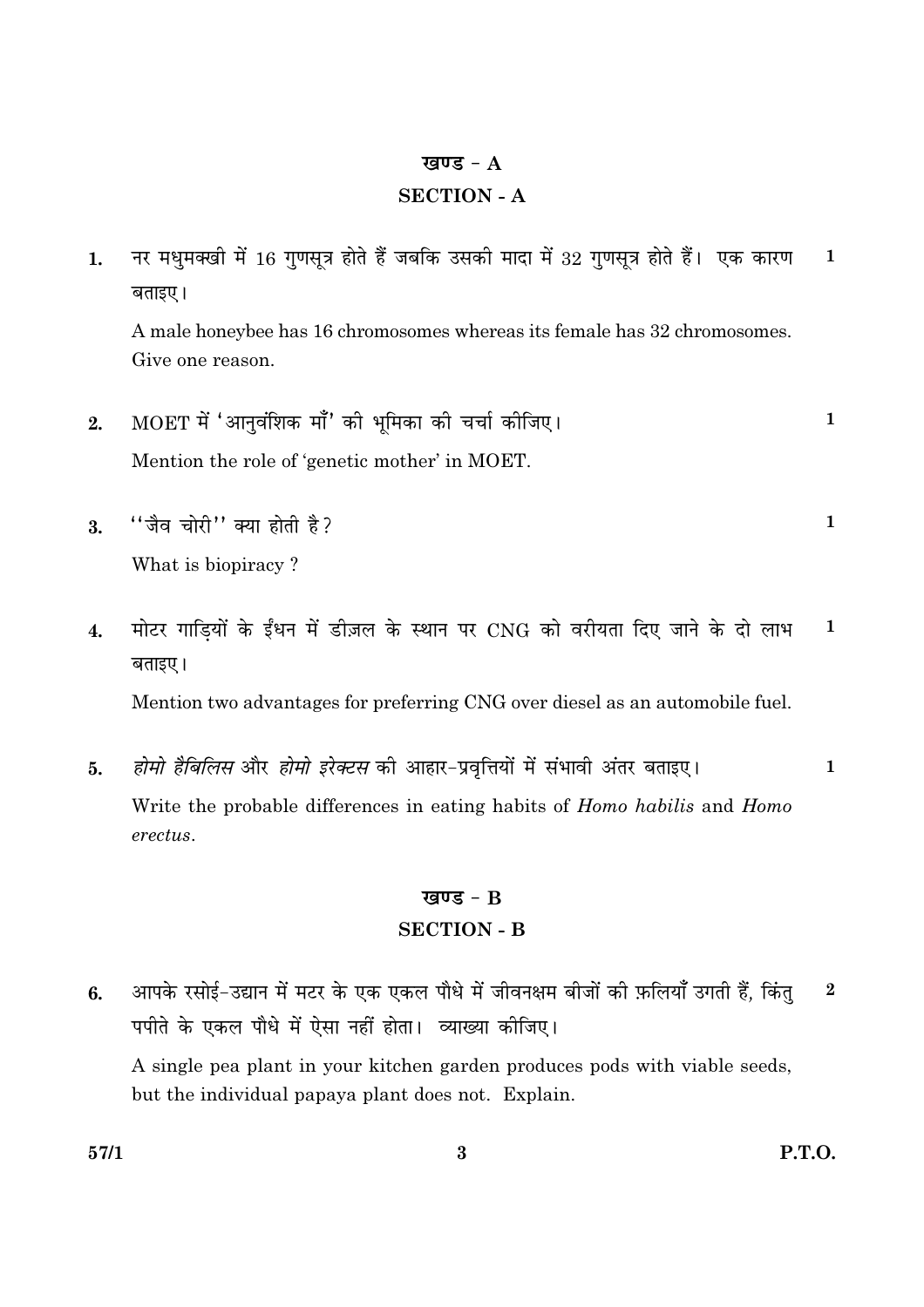## खण्ड - A
## SECTION - A

**1.** नर मधुमक्खी में 16 गुणसूत्र होते हैं जबकि उसकी मादा में 32 गुणसूत्र होते हैं। एक कारण बताइए। **1**

A male honeybee has 16 chromosomes whereas its female has 32 chromosomes. Give one reason.

**2.** MOET में 'आनुवंशिक माँ' की भूमिका की चर्चा कीजिए। **1**

Mention the role of 'genetic mother' in MOET.

**3.** ''जैव चोरी'' क्या होती है? **1**

What is biopiracy ?

**4.** मोटर गाड़ियों के ईंधन में डीज़ल के स्थान पर CNG को वरीयता दिए जाने के दो लाभ बताइए। **1**

Mention two advantages for preferring CNG over diesel as an automobile fuel.

**5.** *होमो हैबिलिस* और *होमो इरेक्टस* की आहार-प्रवृत्तियों में संभावी अंतर बताइए। **1**

Write the probable differences in eating habits of *Homo habilis* and *Homo erectus*.

## खण्ड - B
## SECTION - B

**6.** आपके रसोई-उद्यान में मटर के एक एकल पौधे में जीवनक्षम बीजों की फ़लियाँ उगती हैं, किंतु पपीते के एकल पौधे में ऐसा नहीं होता। व्याख्या कीजिए। **2**

A single pea plant in your kitchen garden produces pods with viable seeds, but the individual papaya plant does not. Explain.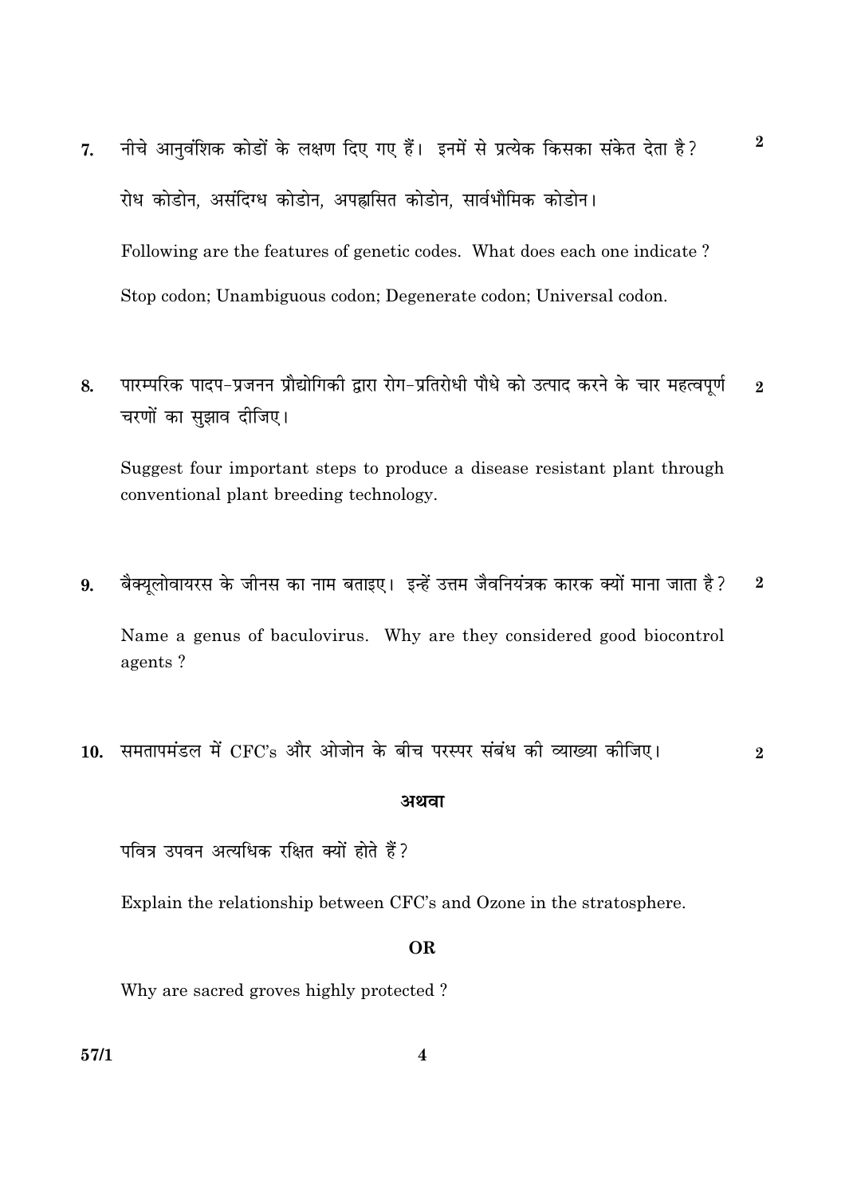7. नीचे आनुवंशिक कोडों के लक्षण दिए गए हैं। इनमें से प्रत्येक किसका संकेत देता है? **2**

   रोध कोडोन, असंदिग्ध कोडोन, अपह्रासित कोडोन, सार्वभौमिक कोडोन।

   Following are the features of genetic codes. What does each one indicate ?

   Stop codon; Unambiguous codon; Degenerate codon; Universal codon.

8. पारम्परिक पादप-प्रजनन प्रौद्योगिकी द्वारा रोग-प्रतिरोधी पौधे को उत्पाद करने के चार महत्वपूर्ण चरणों का सुझाव दीजिए। **2**

   Suggest four important steps to produce a disease resistant plant through conventional plant breeding technology.

9. बैक्यूलोवायरस के जीनस का नाम बताइए। इन्हें उत्तम जैवनियंत्रक कारक क्यों माना जाता है? **2**

   Name a genus of baculovirus. Why are they considered good biocontrol agents ?

10. समतापमंडल में CFC's और ओजोन के बीच परस्पर संबंध की व्याख्या कीजिए। **2**

    **अथवा**

    पवित्र उपवन अत्यधिक रक्षित क्यों होते हैं?

    Explain the relationship between CFC's and Ozone in the stratosphere.

    **OR**

    Why are sacred groves highly protected ?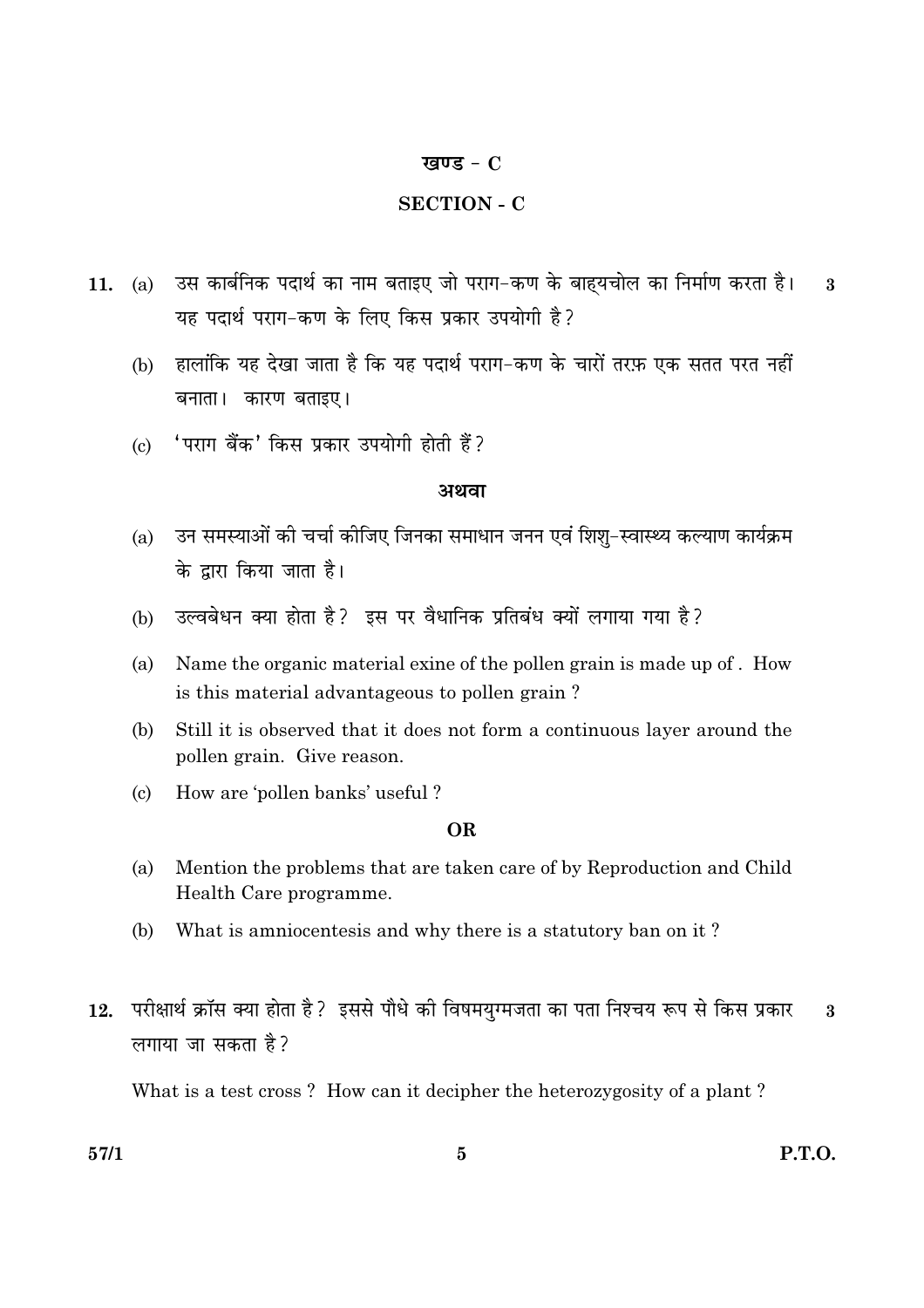## खण्ड - C

## SECTION - C

**11.** (a) उस कार्बनिक पदार्थ का नाम बताइए जो पराग-कण के बाह्यचोल का निर्माण करता है। यह पदार्थ पराग-कण के लिए किस प्रकार उपयोगी है? **3**

(b) हालांकि यह देखा जाता है कि यह पदार्थ पराग-कण के चारों तरफ़ एक सतत परत नहीं बनाता। कारण बताइए।

(c) 'पराग बैंक' किस प्रकार उपयोगी होती हैं?

**अथवा**

(a) उन समस्याओं की चर्चा कीजिए जिनका समाधान जनन एवं शिशु-स्वास्थ्य कल्याण कार्यक्रम के द्वारा किया जाता है।

(b) उल्वबेधन क्या होता है? इस पर वैधानिक प्रतिबंध क्यों लगाया गया है?

(a) Name the organic material exine of the pollen grain is made up of . How is this material advantageous to pollen grain ?

(b) Still it is observed that it does not form a continuous layer around the pollen grain. Give reason.

(c) How are 'pollen banks' useful ?

**OR**

(a) Mention the problems that are taken care of by Reproduction and Child Health Care programme.

(b) What is amniocentesis and why there is a statutory ban on it ?

**12.** परीक्षार्थ क्रॉस क्या होता है? इससे पौधे की विषमयुग्मजता का पता निश्चय रूप से किस प्रकार लगाया जा सकता है? **3**

What is a test cross ? How can it decipher the heterozygosity of a plant ?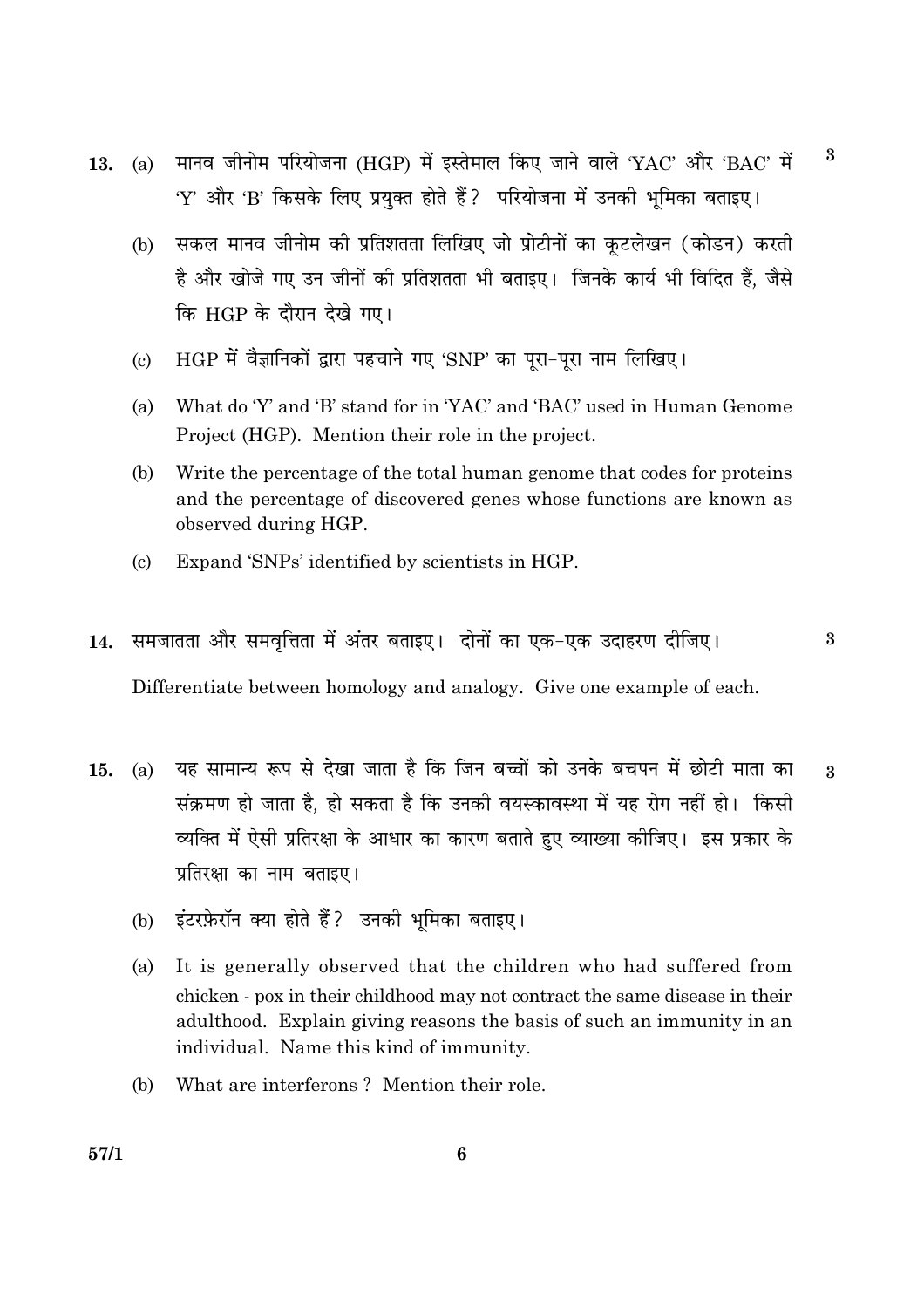**13.** (a) मानव जीनोम परियोजना (HGP) में इस्तेमाल किए जाने वाले 'YAC' और 'BAC' में 'Y' और 'B' किसके लिए प्रयुक्त होते हैं? परियोजना में उनकी भूमिका बताइए। **3**

(b) सकल मानव जीनोम की प्रतिशतता लिखिए जो प्रोटीनों का कूटलेखन (कोडन) करती है और खोजे गए उन जीनों की प्रतिशतता भी बताइए। जिनके कार्य भी विदित हैं, जैसे कि HGP के दौरान देखे गए।

(c) HGP में वैज्ञानिकों द्वारा पहचाने गए 'SNP' का पूरा-पूरा नाम लिखिए।

(a) What do 'Y' and 'B' stand for in 'YAC' and 'BAC' used in Human Genome Project (HGP). Mention their role in the project.

(b) Write the percentage of the total human genome that codes for proteins and the percentage of discovered genes whose functions are known as observed during HGP.

(c) Expand 'SNPs' identified by scientists in HGP.

**14.** समजातता और समवृत्तिता में अंतर बताइए। दोनों का एक-एक उदाहरण दीजिए। **3**

Differentiate between homology and analogy. Give one example of each.

**15.** (a) यह सामान्य रूप से देखा जाता है कि जिन बच्चों को उनके बचपन में छोटी माता का संक्रमण हो जाता है, हो सकता है कि उनकी वयस्कावस्था में यह रोग नहीं हो। किसी व्यक्ति में ऐसी प्रतिरक्षा के आधार का कारण बताते हुए व्याख्या कीजिए। इस प्रकार के प्रतिरक्षा का नाम बताइए। **3**

(b) इंटरफ़ेरॉन क्या होते हैं? उनकी भूमिका बताइए।

(a) It is generally observed that the children who had suffered from chicken - pox in their childhood may not contract the same disease in their adulthood. Explain giving reasons the basis of such an immunity in an individual. Name this kind of immunity.

(b) What are interferons ? Mention their role.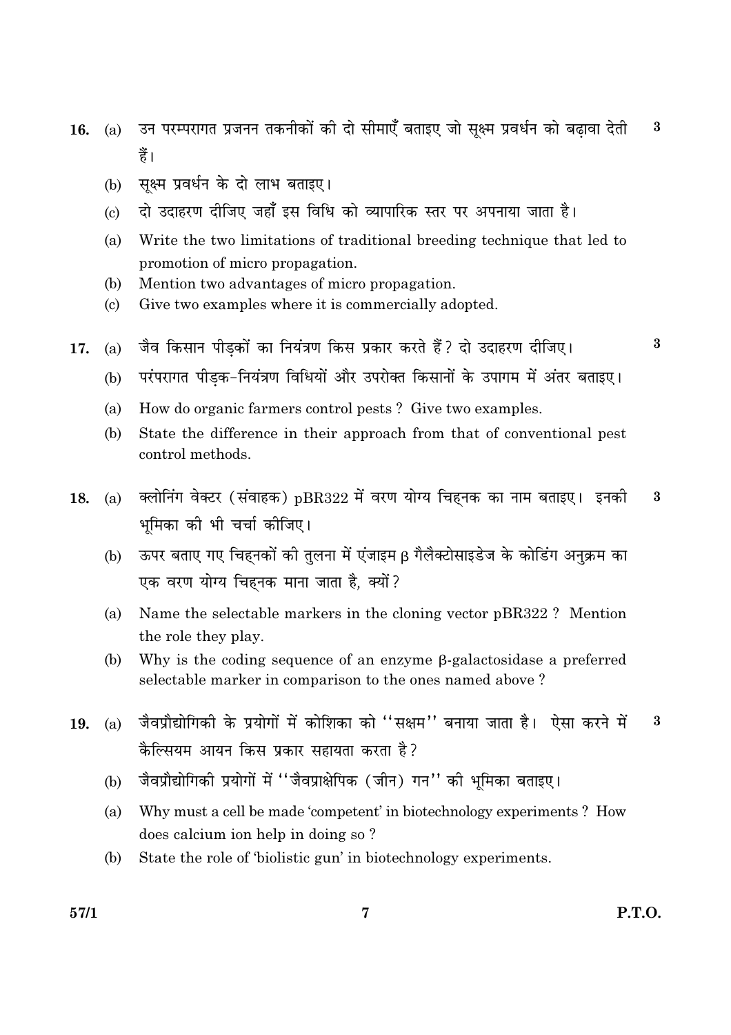**16.** (a) उन परम्परागत प्रजनन तकनीकों की दो सीमाएँ बताइए जो सूक्ष्म प्रवर्धन को बढ़ावा देती हैं। **3**

(b) सूक्ष्म प्रवर्धन के दो लाभ बताइए।

(c) दो उदाहरण दीजिए जहाँ इस विधि को व्यापारिक स्तर पर अपनाया जाता है।

(a) Write the two limitations of traditional breeding technique that led to promotion of micro propagation.

(b) Mention two advantages of micro propagation.

(c) Give two examples where it is commercially adopted.

**17.** (a) जैव किसान पीड़कों का नियंत्रण किस प्रकार करते हैं? दो उदाहरण दीजिए। **3**

(b) परंपरागत पीड़क-नियंत्रण विधियों और उपरोक्त किसानों के उपागम में अंतर बताइए।

(a) How do organic farmers control pests ? Give two examples.

(b) State the difference in their approach from that of conventional pest control methods.

**18.** (a) क्लोनिंग वेक्टर (संवाहक) pBR322 में वरण योग्य चिह्नक का नाम बताइए। इनकी भूमिका की भी चर्चा कीजिए। **3**

(b) ऊपर बताए गए चिह्नकों की तुलना में एंजाइम $\beta$ गैलैक्टोसाइडेज के कोडिंग अनुक्रम का एक वरण योग्य चिह्नक माना जाता है, क्यों?

(a) Name the selectable markers in the cloning vector pBR322 ? Mention the role they play.

(b) Why is the coding sequence of an enzyme $\beta$-galactosidase a preferred selectable marker in comparison to the ones named above ?

**19.** (a) जैवप्रौद्योगिकी के प्रयोगों में कोशिका को ''सक्षम'' बनाया जाता है। ऐसा करने में कैल्सियम आयन किस प्रकार सहायता करता है? **3**

(b) जैवप्रौद्योगिकी प्रयोगों में ''जैवप्राक्षेपिक (जीन) गन'' की भूमिका बताइए।

(a) Why must a cell be made 'competent' in biotechnology experiments ? How does calcium ion help in doing so ?

(b) State the role of 'biolistic gun' in biotechnology experiments.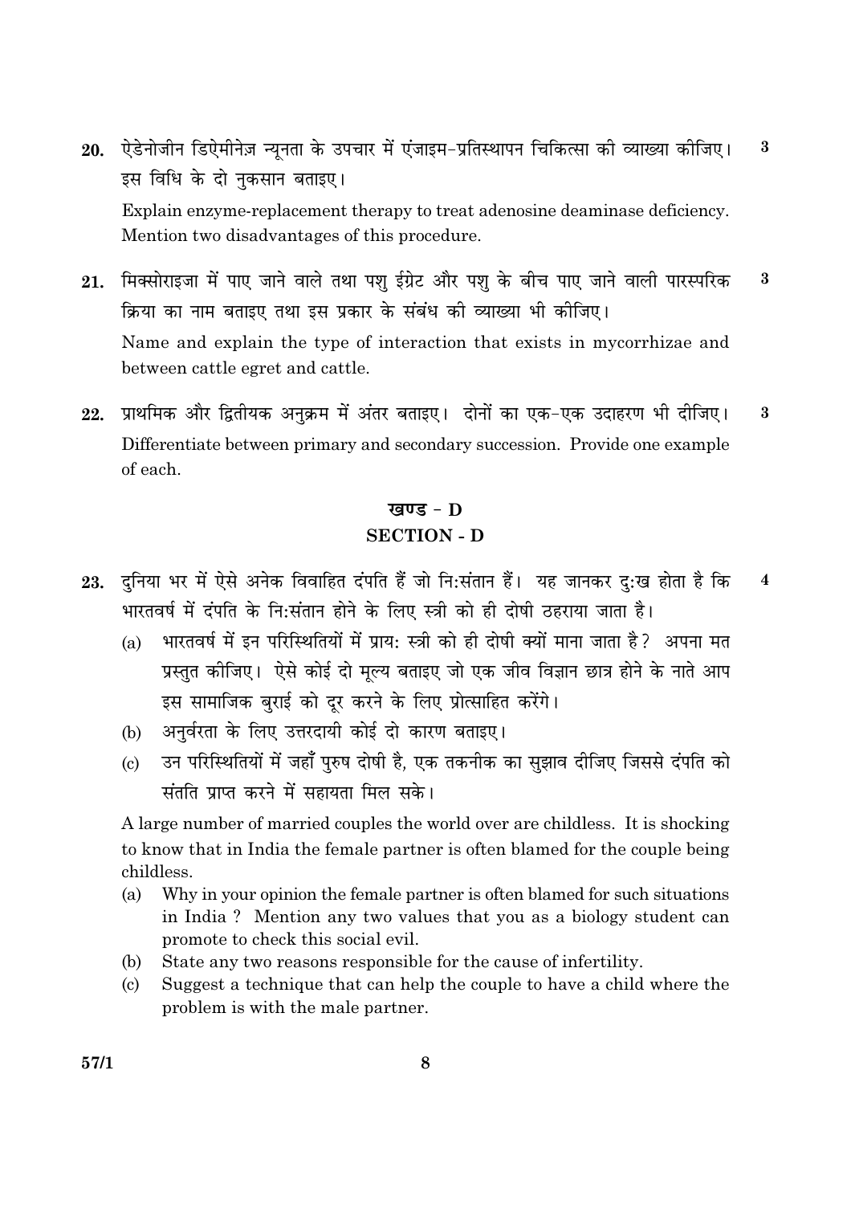20. ऐडेनोजीन डिऐमीनेज़ न्यूनता के उपचार में एंजाइम-प्रतिस्थापन चिकित्सा की व्याख्या कीजिए। इस विधि के दो नुकसान बताइए। **3**

Explain enzyme-replacement therapy to treat adenosine deaminase deficiency. Mention two disadvantages of this procedure.

21. मिक्सोराइजा में पाए जाने वाले तथा पशु ईग्रेट और पशु के बीच पाए जाने वाली पारस्परिक क्रिया का नाम बताइए तथा इस प्रकार के संबंध की व्याख्या भी कीजिए। **3**

Name and explain the type of interaction that exists in mycorrhizae and between cattle egret and cattle.

22. प्राथमिक और द्वितीयक अनुक्रम में अंतर बताइए। दोनों का एक-एक उदाहरण भी दीजिए। **3**

Differentiate between primary and secondary succession. Provide one example of each.

## खण्ड - D
## SECTION - D

23. दुनिया भर में ऐसे अनेक विवाहित दंपति हैं जो नि:संतान हैं। यह जानकर दु:ख होता है कि भारतवर्ष में दंपति के नि:संतान होने के लिए स्त्री को ही दोषी ठहराया जाता है। **4**

   (a) भारतवर्ष में इन परिस्थितियों में प्राय: स्त्री को ही दोषी क्यों माना जाता है? अपना मत प्रस्तुत कीजिए। ऐसे कोई दो मूल्य बताइए जो एक जीव विज्ञान छात्र होने के नाते आप इस सामाजिक बुराई को दूर करने के लिए प्रोत्साहित करेंगे।

   (b) अनुर्वरता के लिए उत्तरदायी कोई दो कारण बताइए।

   (c) उन परिस्थितियों में जहाँ पुरुष दोषी है, एक तकनीक का सुझाव दीजिए जिससे दंपति को संतति प्राप्त करने में सहायता मिल सके।

A large number of married couples the world over are childless. It is shocking to know that in India the female partner is often blamed for the couple being childless.

   (a) Why in your opinion the female partner is often blamed for such situations in India ? Mention any two values that you as a biology student can promote to check this social evil.

   (b) State any two reasons responsible for the cause of infertility.

   (c) Suggest a technique that can help the couple to have a child where the problem is with the male partner.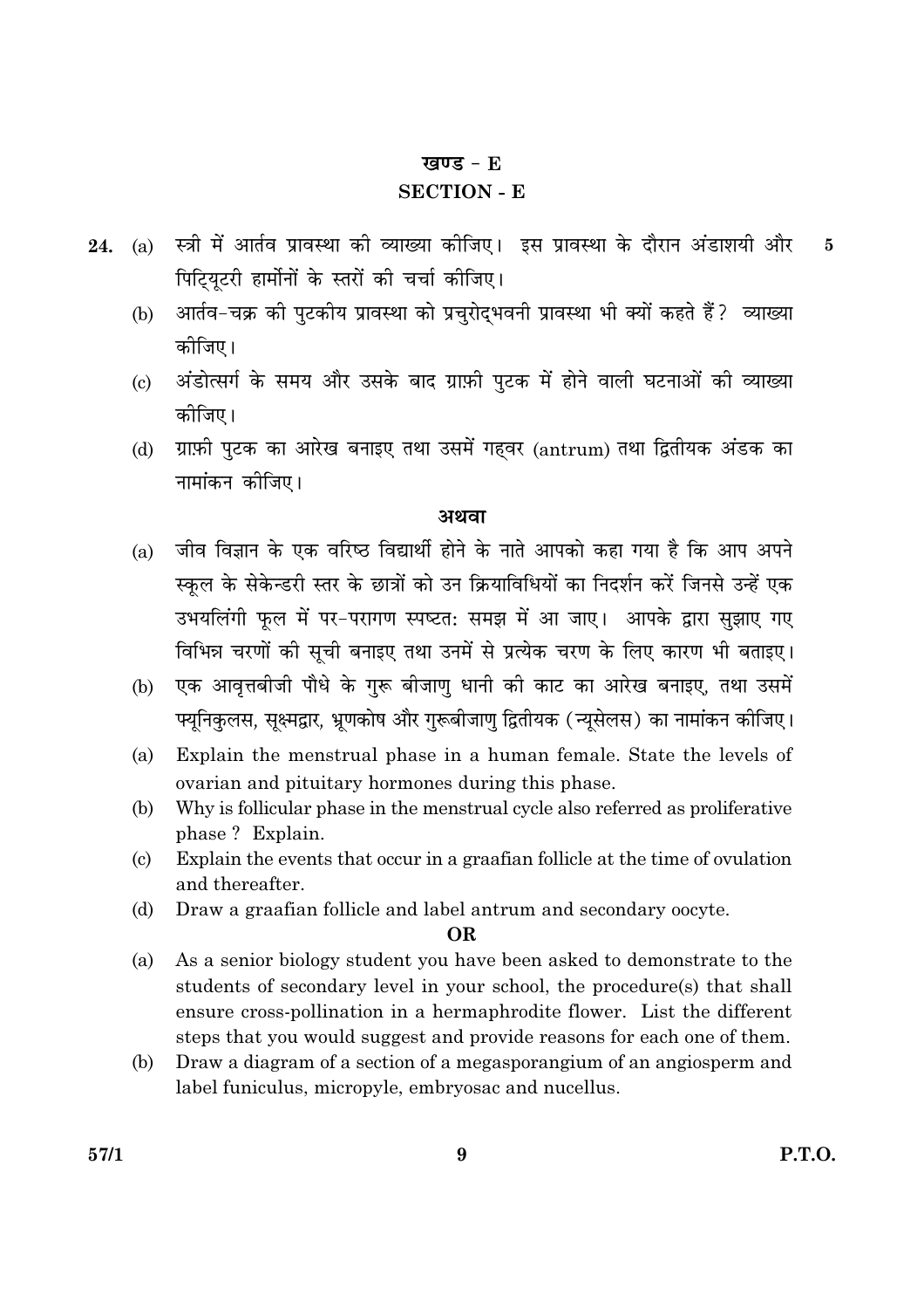## खण्ड - E

## SECTION - E

**24.** (a) स्त्री में आर्तव प्रावस्था की व्याख्या कीजिए। इस प्रावस्था के दौरान अंडाशयी और पिट्यूटरी हार्मोनों के स्तरों की चर्चा कीजिए। **5**

(b) आर्तव-चक्र की पुटकीय प्रावस्था को प्रचुरोद्भवनी प्रावस्था भी क्यों कहते हैं? व्याख्या कीजिए।

(c) अंडोत्सर्ग के समय और उसके बाद ग्राफ़ी पुटक में होने वाली घटनाओं की व्याख्या कीजिए।

(d) ग्राफ़ी पुटक का आरेख बनाइए तथा उसमें गह्वर (antrum) तथा द्वितीयक अंडक का नामांकन कीजिए।

**अथवा**

(a) जीव विज्ञान के एक वरिष्ठ विद्यार्थी होने के नाते आपको कहा गया है कि आप अपने स्कूल के सेकेन्डरी स्तर के छात्रों को उन क्रियाविधियों का निदर्शन करें जिनसे उन्हें एक उभयलिंगी फूल में पर-परागण स्पष्टतः समझ में आ जाए। आपके द्वारा सुझाए गए विभिन्न चरणों की सूची बनाइए तथा उनमें से प्रत्येक चरण के लिए कारण भी बताइए।

(b) एक आवृत्तबीजी पौधे के गुरू बीजाणु धानी की काट का आरेख बनाइए, तथा उसमें फ्यूनिकुलस, सूक्ष्मद्वार, भ्रूणकोष और गुरूबीजाणु द्वितीयक (न्यूसेलस) का नामांकन कीजिए।

(a) Explain the menstrual phase in a human female. State the levels of ovarian and pituitary hormones during this phase.

(b) Why is follicular phase in the menstrual cycle also referred as proliferative phase ? Explain.

(c) Explain the events that occur in a graafian follicle at the time of ovulation and thereafter.

(d) Draw a graafian follicle and label antrum and secondary oocyte.

**OR**

(a) As a senior biology student you have been asked to demonstrate to the students of secondary level in your school, the procedure(s) that shall ensure cross-pollination in a hermaphrodite flower. List the different steps that you would suggest and provide reasons for each one of them.

(b) Draw a diagram of a section of a megasporangium of an angiosperm and label funiculus, micropyle, embryosac and nucellus.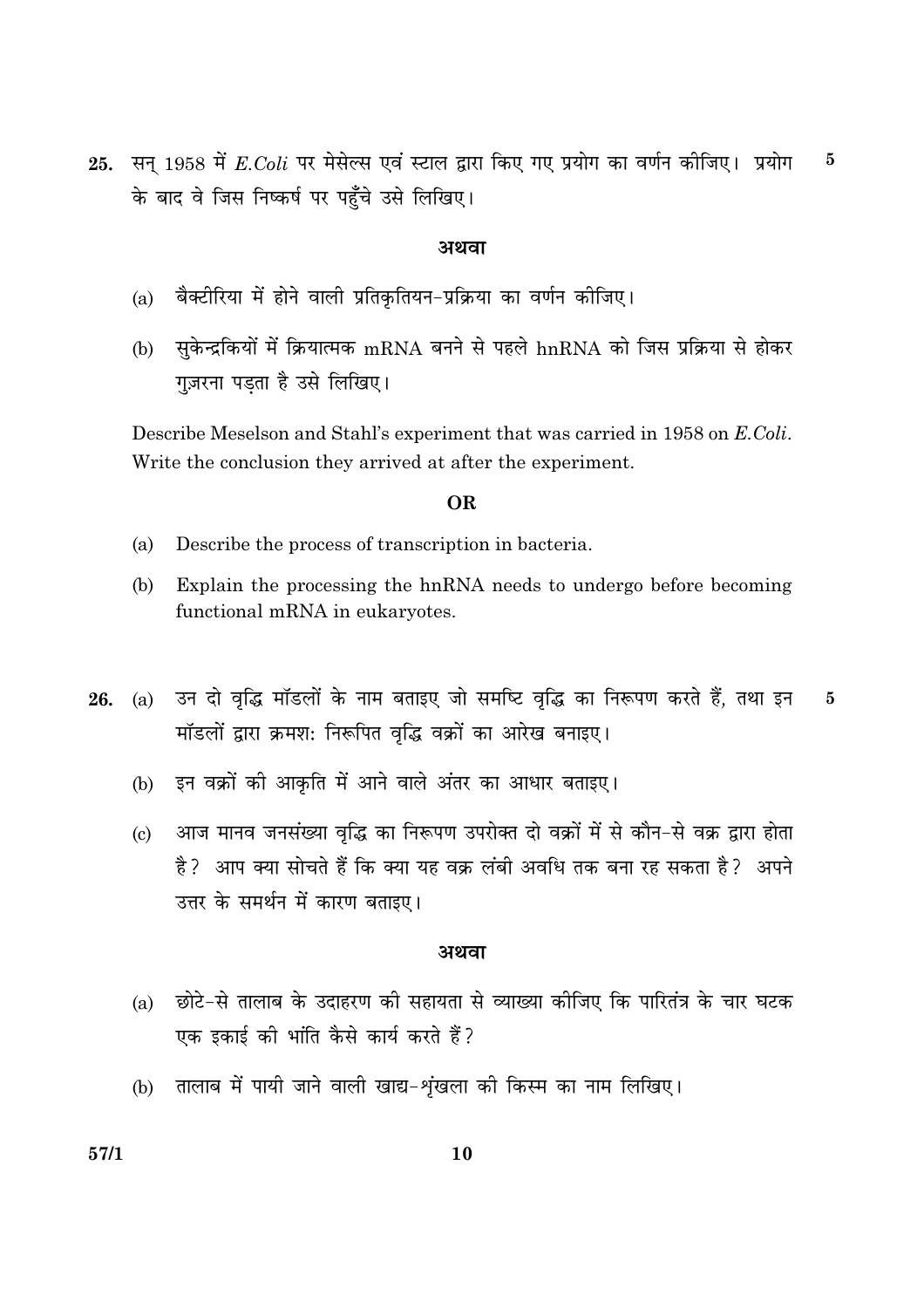25. सन् 1958 में *E.Coli* पर मेसेल्स एवं स्टाल द्वारा किए गए प्रयोग का वर्णन कीजिए। प्रयोग के बाद वे जिस निष्कर्ष पर पहुँचे उसे लिखिए। **5**

**अथवा**

(a) बैक्टीरिया में होने वाली प्रतिकृतियन-प्रक्रिया का वर्णन कीजिए।

(b) सुकेन्द्रकियों में क्रियात्मक mRNA बनने से पहले hnRNA को जिस प्रक्रिया से होकर गुज़रना पड़ता है उसे लिखिए।

Describe Meselson and Stahl's experiment that was carried in 1958 on *E.Coli*. Write the conclusion they arrived at after the experiment.

**OR**

(a) Describe the process of transcription in bacteria.

(b) Explain the processing the hnRNA needs to undergo before becoming functional mRNA in eukaryotes.

26. (a) उन दो वृद्धि मॉडलों के नाम बताइए जो समष्टि वृद्धि का निरूपण करते हैं, तथा इन मॉडलों द्वारा क्रमशः निरूपित वृद्धि वक्रों का आरेख बनाइए। **5**

(b) इन वक्रों की आकृति में आने वाले अंतर का आधार बताइए।

(c) आज मानव जनसंख्या वृद्धि का निरूपण उपरोक्त दो वक्रों में से कौन-से वक्र द्वारा होता है? आप क्या सोचते हैं कि क्या यह वक्र लंबी अवधि तक बना रह सकता है? अपने उत्तर के समर्थन में कारण बताइए।

**अथवा**

(a) छोटे-से तालाब के उदाहरण की सहायता से व्याख्या कीजिए कि पारितंत्र के चार घटक एक इकाई की भांति कैसे कार्य करते हैं?

(b) तालाब में पायी जाने वाली खाद्य-शृंखला की किस्म का नाम लिखिए।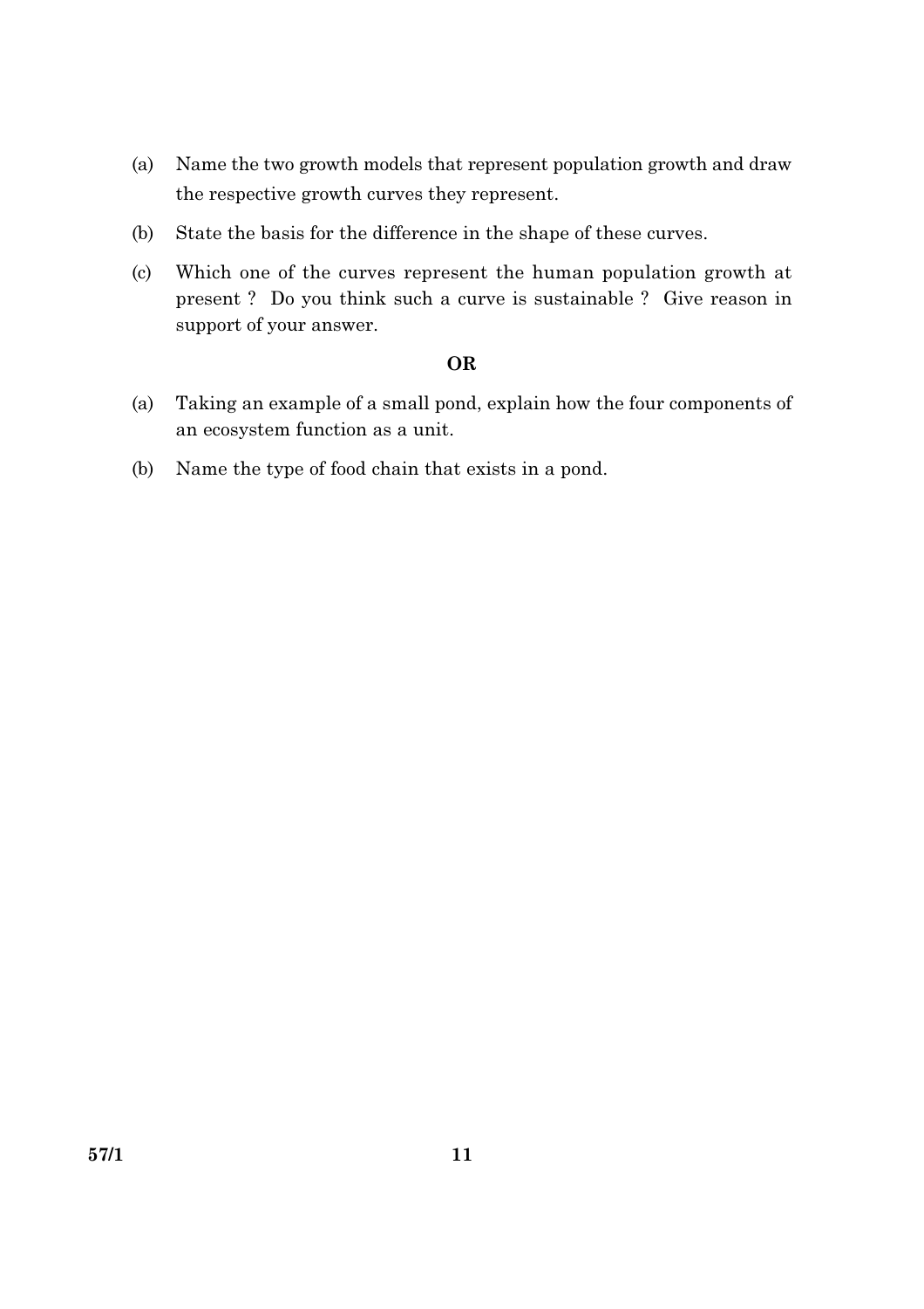(a) Name the two growth models that represent population growth and draw the respective growth curves they represent.

(b) State the basis for the difference in the shape of these curves.

(c) Which one of the curves represent the human population growth at present ? Do you think such a curve is sustainable ? Give reason in support of your answer.

**OR**

(a) Taking an example of a small pond, explain how the four components of an ecosystem function as a unit.

(b) Name the type of food chain that exists in a pond.